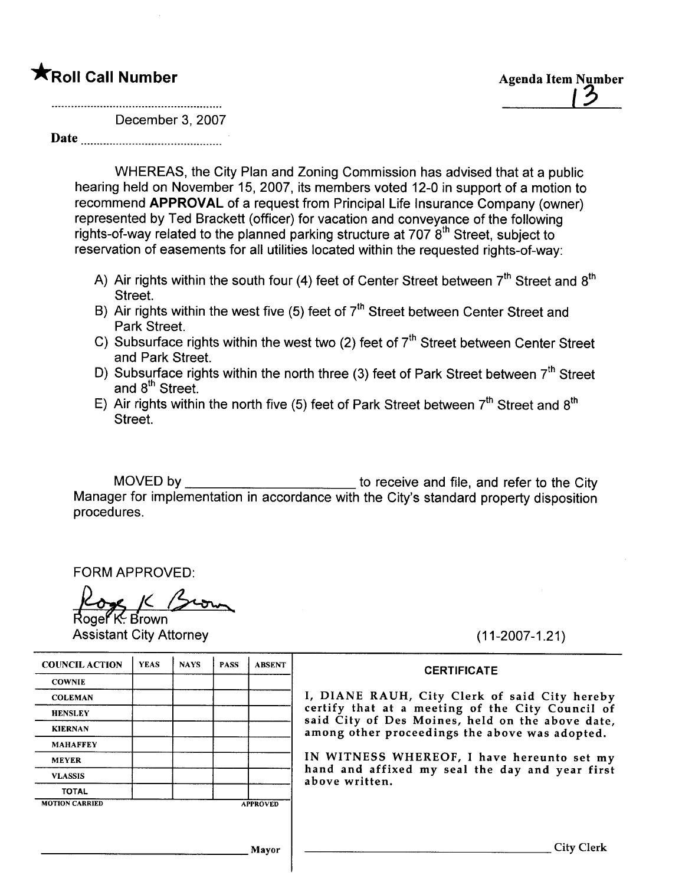★**Roll Call Number**

**Agenda Item Number**

13

December 3, 2007

**Date**

WHEREAS, the City Plan and Zoning Commission has advised that at a public hearing held on November 15, 2007, its members voted 12-0 in support of a motion to recommend **APPROVAL** of a request from Principal Life Insurance Company (owner) represented by Ted Brackett (officer) for vacation and conveyance of the following rights-of-way related to the planned parking structure at 707 8th Street, subject to reservation of easements for all utilities located within the requested rights-of-way:

A) Air rights within the south four (4) feet of Center Street between 7th Street and 8th Street.
B) Air rights within the west five (5) feet of 7th Street between Center Street and Park Street.
C) Subsurface rights within the west two (2) feet of 7th Street between Center Street and Park Street.
D) Subsurface rights within the north three (3) feet of Park Street between 7th Street and 8th Street.
E) Air rights within the north five (5) feet of Park Street between 7th Street and 8th Street.

MOVED by ______________________ to receive and file, and refer to the City Manager for implementation in accordance with the City's standard property disposition procedures.

FORM APPROVED:

Roger K. Brown
Assistant City Attorney

(11-2007-1.21)

| COUNCIL ACTION | YEAS | NAYS | PASS | ABSENT |
|---|---|---|---|---|
| COWNIE | | | | |
| COLEMAN | | | | |
| HENSLEY | | | | |
| KIERNAN | | | | |
| MAHAFFEY | | | | |
| MEYER | | | | |
| VLASSIS | | | | |
| TOTAL | | | | |
| MOTION CARRIED | | | | APPROVED |

______________________ Mayor

**CERTIFICATE**

I, DIANE RAUH, City Clerk of said City hereby certify that at a meeting of the City Council of said City of Des Moines, held on the above date, among other proceedings the above was adopted.

IN WITNESS WHEREOF, I have hereunto set my hand and affixed my seal the day and year first above written.

______________________ City Clerk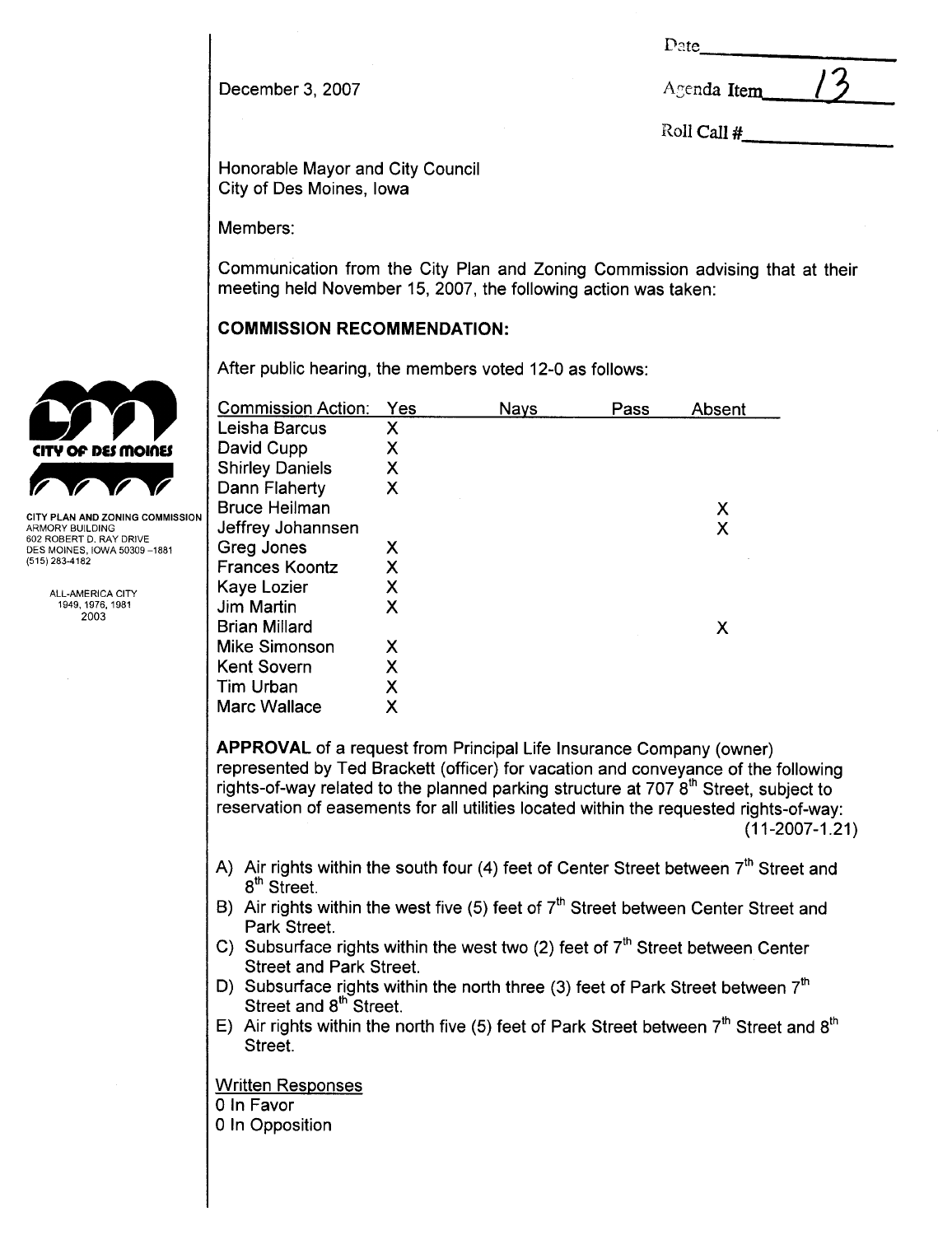December 3, 2007

Date\_\_\_\_\_\_\_\_\_\_

Agenda Item 13

Roll Call #\_\_\_\_\_\_\_\_\_\_

CITY OF DES MOINES

CITY PLAN AND ZONING COMMISSION
ARMORY BUILDING
602 ROBERT D. RAY DRIVE
DES MOINES, IOWA 50309-1881
(515) 283-4182

ALL-AMERICA CITY
1949, 1976, 1981
2003

Honorable Mayor and City Council
City of Des Moines, Iowa

Members:

Communication from the City Plan and Zoning Commission advising that at their meeting held November 15, 2007, the following action was taken:

**COMMISSION RECOMMENDATION:**

After public hearing, the members voted 12-0 as follows:

| Commission Action: | Yes | Nays | Pass | Absent |
|---|---|---|---|---|
| Leisha Barcus | X | | | |
| David Cupp | X | | | |
| Shirley Daniels | X | | | |
| Dann Flaherty | X | | | |
| Bruce Heilman | | | | X |
| Jeffrey Johannsen | | | | X |
| Greg Jones | X | | | |
| Frances Koontz | X | | | |
| Kaye Lozier | X | | | |
| Jim Martin | X | | | |
| Brian Millard | | | | X |
| Mike Simonson | X | | | |
| Kent Sovern | X | | | |
| Tim Urban | X | | | |
| Marc Wallace | X | | | |

**APPROVAL** of a request from Principal Life Insurance Company (owner) represented by Ted Brackett (officer) for vacation and conveyance of the following rights-of-way related to the planned parking structure at 707 8th Street, subject to reservation of easements for all utilities located within the requested rights-of-way: (11-2007-1.21)

A) Air rights within the south four (4) feet of Center Street between 7th Street and 8th Street.
B) Air rights within the west five (5) feet of 7th Street between Center Street and Park Street.
C) Subsurface rights within the west two (2) feet of 7th Street between Center Street and Park Street.
D) Subsurface rights within the north three (3) feet of Park Street between 7th Street and 8th Street.
E) Air rights within the north five (5) feet of Park Street between 7th Street and 8th Street.

Written Responses
0 In Favor
0 In Opposition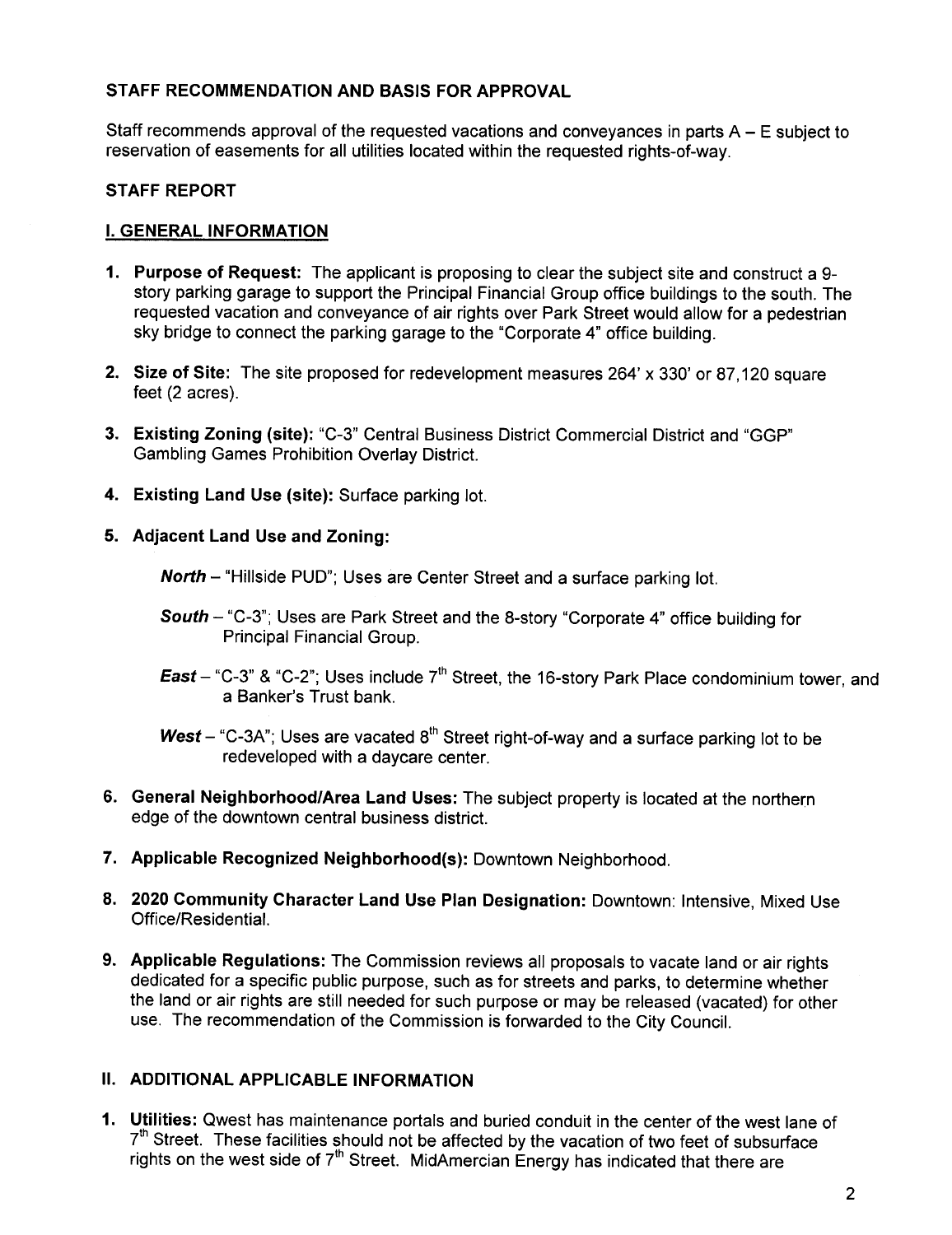**STAFF RECOMMENDATION AND BASIS FOR APPROVAL**

Staff recommends approval of the requested vacations and conveyances in parts A – E subject to reservation of easements for all utilities located within the requested rights-of-way.

**STAFF REPORT**

**I. GENERAL INFORMATION**

1. **Purpose of Request:** The applicant is proposing to clear the subject site and construct a 9-story parking garage to support the Principal Financial Group office buildings to the south. The requested vacation and conveyance of air rights over Park Street would allow for a pedestrian sky bridge to connect the parking garage to the "Corporate 4" office building.

2. **Size of Site:** The site proposed for redevelopment measures 264' x 330' or 87,120 square feet (2 acres).

3. **Existing Zoning (site):** "C-3" Central Business District Commercial District and "GGP" Gambling Games Prohibition Overlay District.

4. **Existing Land Use (site):** Surface parking lot.

5. **Adjacent Land Use and Zoning:**

   ***North*** – "Hillside PUD"; Uses are Center Street and a surface parking lot.

   ***South*** – "C-3"; Uses are Park Street and the 8-story "Corporate 4" office building for Principal Financial Group.

   ***East*** – "C-3" & "C-2"; Uses include 7th Street, the 16-story Park Place condominium tower, and a Banker's Trust bank.

   ***West*** – "C-3A"; Uses are vacated 8th Street right-of-way and a surface parking lot to be redeveloped with a daycare center.

6. **General Neighborhood/Area Land Uses:** The subject property is located at the northern edge of the downtown central business district.

7. **Applicable Recognized Neighborhood(s):** Downtown Neighborhood.

8. **2020 Community Character Land Use Plan Designation:** Downtown: Intensive, Mixed Use Office/Residential.

9. **Applicable Regulations:** The Commission reviews all proposals to vacate land or air rights dedicated for a specific public purpose, such as for streets and parks, to determine whether the land or air rights are still needed for such purpose or may be released (vacated) for other use. The recommendation of the Commission is forwarded to the City Council.

**II. ADDITIONAL APPLICABLE INFORMATION**

1. **Utilities:** Qwest has maintenance portals and buried conduit in the center of the west lane of 7th Street. These facilities should not be affected by the vacation of two feet of subsurface rights on the west side of 7th Street. MidAmercian Energy has indicated that there are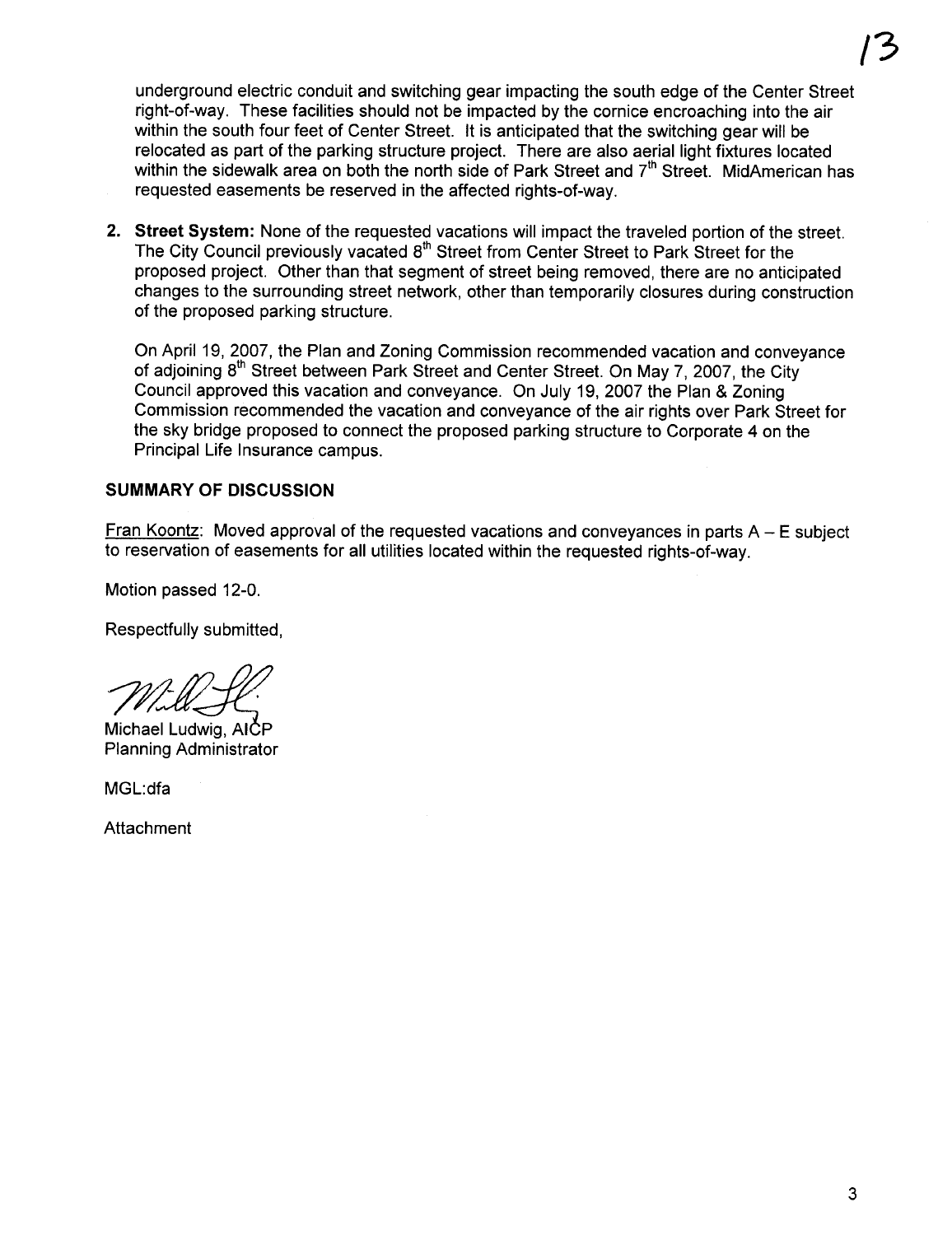underground electric conduit and switching gear impacting the south edge of the Center Street right-of-way. These facilities should not be impacted by the cornice encroaching into the air within the south four feet of Center Street. It is anticipated that the switching gear will be relocated as part of the parking structure project. There are also aerial light fixtures located within the sidewalk area on both the north side of Park Street and 7th Street. MidAmerican has requested easements be reserved in the affected rights-of-way.

2. **Street System:** None of the requested vacations will impact the traveled portion of the street. The City Council previously vacated 8th Street from Center Street to Park Street for the proposed project. Other than that segment of street being removed, there are no anticipated changes to the surrounding street network, other than temporarily closures during construction of the proposed parking structure.

   On April 19, 2007, the Plan and Zoning Commission recommended vacation and conveyance of adjoining 8th Street between Park Street and Center Street. On May 7, 2007, the City Council approved this vacation and conveyance. On July 19, 2007 the Plan & Zoning Commission recommended the vacation and conveyance of the air rights over Park Street for the sky bridge proposed to connect the proposed parking structure to Corporate 4 on the Principal Life Insurance campus.

## SUMMARY OF DISCUSSION

Fran Koontz: Moved approval of the requested vacations and conveyances in parts A – E subject to reservation of easements for all utilities located within the requested rights-of-way.

Motion passed 12-0.

Respectfully submitted,

Michael Ludwig, AICP
Planning Administrator

MGL:dfa

Attachment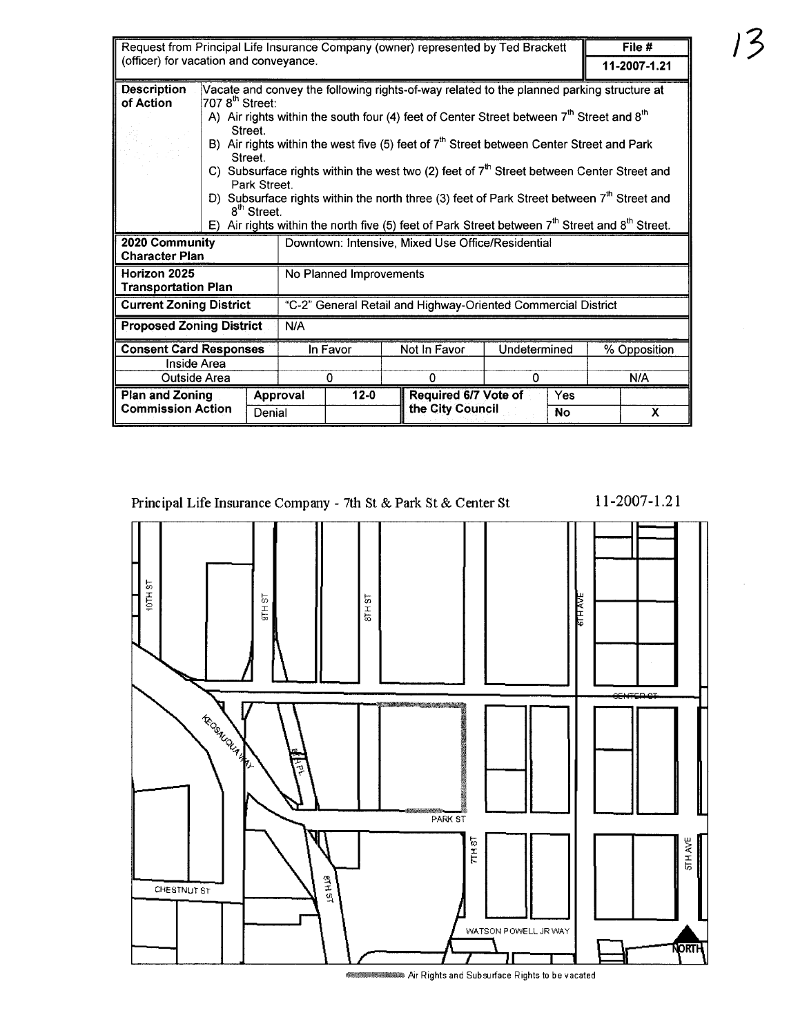13

| Request from Principal Life Insurance Company (owner) represented by Ted Brackett (officer) for vacation and conveyance. | | | | | | | File # 11-2007-1.21 |
|---|---|---|---|---|---|---|---|
| **Description of Action** | Vacate and convey the following rights-of-way related to the planned parking structure at 707 8th Street: A) Air rights within the south four (4) feet of Center Street between 7th Street and 8th Street. B) Air rights within the west five (5) feet of 7th Street between Center Street and Park Street. C) Subsurface rights within the west two (2) feet of 7th Street between Center Street and Park Street. D) Subsurface rights within the north three (3) feet of Park Street between 7th Street and 8th Street. E) Air rights within the north five (5) feet of Park Street between 7th Street and 8th Street. | | | | | | |
| **2020 Community Character Plan** | Downtown: Intensive, Mixed Use Office/Residential | | | | | | |
| **Horizon 2025 Transportation Plan** | No Planned Improvements | | | | | | |
| **Current Zoning District** | "C-2" General Retail and Highway-Oriented Commercial District | | | | | | |
| **Proposed Zoning District** | N/A | | | | | | |
| **Consent Card Responses** | In Favor | | Not In Favor | Undetermined | | % Opposition | |
| Inside Area | | | | | | | |
| Outside Area | 0 | | 0 | 0 | | N/A | |
| **Plan and Zoning Commission Action** | Approval | 12-0 | **Required 6/7 Vote of the City Council** | Yes | | | |
| | Denial | | | No | | X | |

Principal Life Insurance Company - 7th St & Park St & Center St

11-2007-1.21

10TH ST
9TH ST
8TH ST
6TH AVE
CENTER ST
KEOSAUQUA WAY
8TH PL
PARK ST
7TH ST
5TH AVE
CHESTNUT ST
8TH ST
WATSON POWELL JR WAY
NORTH

Air Rights and Subsurface Rights to be vacated